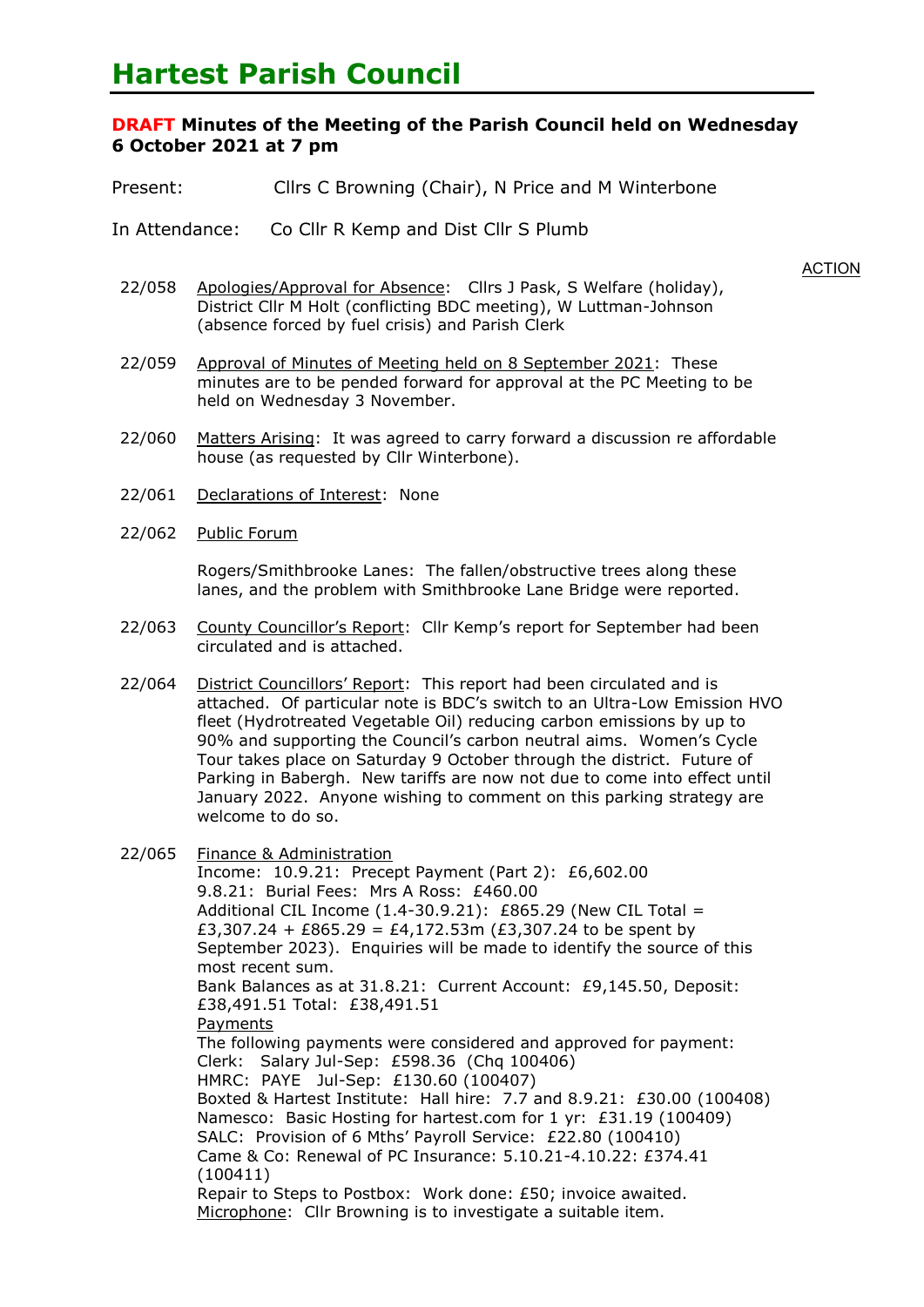# Hartest Parish Council

**DRAFT Minutes of the Meeting of the Parish Council held on Wednesday 6 October 2021 at 7 pm**

Present: Cllrs C Browning (Chair), N Price and M Winterbone

In Attendance: Co Cllr R Kemp and Dist Cllr S Plumb

ACTION

22/058 Apologies/Approval for Absence: Cllrs J Pask, S Welfare (holiday), District Cllr M Holt (conflicting BDC meeting), W Luttman-Johnson (absence forced by fuel crisis) and Parish Clerk

22/059 Approval of Minutes of Meeting held on 8 September 2021: These minutes are to be pended forward for approval at the PC Meeting to be held on Wednesday 3 November.

22/060 Matters Arising: It was agreed to carry forward a discussion re affordable house (as requested by Cllr Winterbone).

22/061 Declarations of Interest: None

22/062 Public Forum

Rogers/Smithbrooke Lanes: The fallen/obstructive trees along these lanes, and the problem with Smithbrooke Lane Bridge were reported.

22/063 County Councillor's Report: Cllr Kemp's report for September had been circulated and is attached.

22/064 District Councillors' Report: This report had been circulated and is attached. Of particular note is BDC's switch to an Ultra-Low Emission HVO fleet (Hydrotreated Vegetable Oil) reducing carbon emissions by up to 90% and supporting the Council's carbon neutral aims. Women's Cycle Tour takes place on Saturday 9 October through the district. Future of Parking in Babergh. New tariffs are now not due to come into effect until January 2022. Anyone wishing to comment on this parking strategy are welcome to do so.

22/065 Finance & Administration

Income: 10.9.21: Precept Payment (Part 2): £6,602.00
9.8.21: Burial Fees: Mrs A Ross: £460.00
Additional CIL Income (1.4-30.9.21): £865.29 (New CIL Total = £3,307.24 + £865.29 = £4,172.53m (£3,307.24 to be spent by September 2023). Enquiries will be made to identify the source of this most recent sum.
Bank Balances as at 31.8.21: Current Account: £9,145.50, Deposit: £38,491.51 Total: £38,491.51

Payments

The following payments were considered and approved for payment:
Clerk: Salary Jul-Sep: £598.36 (Chq 100406)
HMRC: PAYE Jul-Sep: £130.60 (100407)
Boxted & Hartest Institute: Hall hire: 7.7 and 8.9.21: £30.00 (100408)
Namesco: Basic Hosting for hartest.com for 1 yr: £31.19 (100409)
SALC: Provision of 6 Mths' Payroll Service: £22.80 (100410)
Came & Co: Renewal of PC Insurance: 5.10.21-4.10.22: £374.41 (100411)
Repair to Steps to Postbox: Work done: £50; invoice awaited.
Microphone: Cllr Browning is to investigate a suitable item.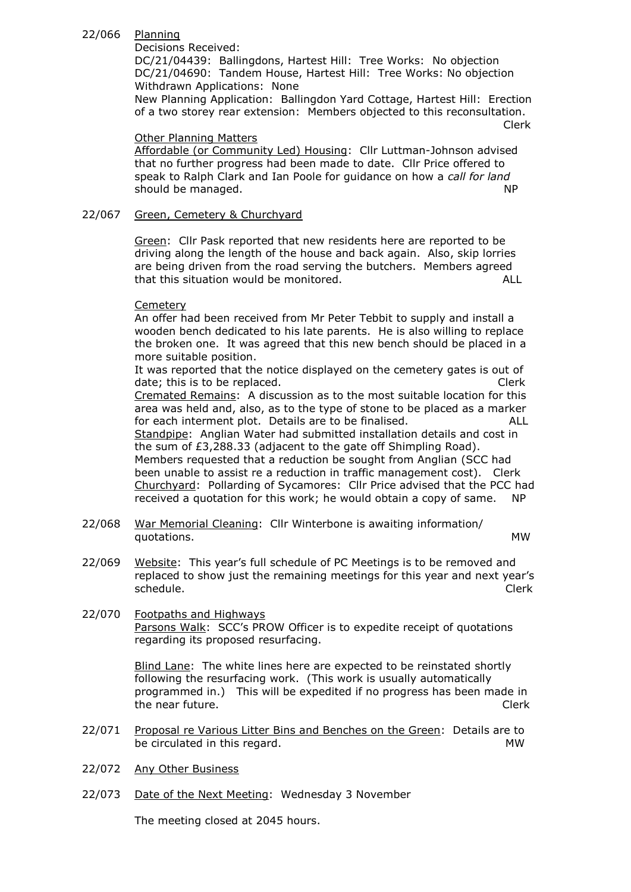22/066 Planning

Decisions Received:

DC/21/04439: Ballingdons, Hartest Hill: Tree Works: No objection
DC/21/04690: Tandem House, Hartest Hill: Tree Works: No objection
Withdrawn Applications: None
New Planning Application: Ballingdon Yard Cottage, Hartest Hill: Erection of a two storey rear extension: Members objected to this reconsultation. Clerk

Other Planning Matters

Affordable (or Community Led) Housing: Cllr Luttman-Johnson advised that no further progress had been made to date. Cllr Price offered to speak to Ralph Clark and Ian Poole for guidance on how a *call for land* should be managed. NP

22/067 Green, Cemetery & Churchyard

Green: Cllr Pask reported that new residents here are reported to be driving along the length of the house and back again. Also, skip lorries are being driven from the road serving the butchers. Members agreed that this situation would be monitored. ALL

Cemetery

An offer had been received from Mr Peter Tebbit to supply and install a wooden bench dedicated to his late parents. He is also willing to replace the broken one. It was agreed that this new bench should be placed in a more suitable position.

It was reported that the notice displayed on the cemetery gates is out of date; this is to be replaced. Clerk

Cremated Remains: A discussion as to the most suitable location for this area was held and, also, as to the type of stone to be placed as a marker for each interment plot. Details are to be finalised. ALL

Standpipe: Anglian Water had submitted installation details and cost in the sum of £3,288.33 (adjacent to the gate off Shimpling Road). Members requested that a reduction be sought from Anglian (SCC had been unable to assist re a reduction in traffic management cost). Clerk

Churchyard: Pollarding of Sycamores: Cllr Price advised that the PCC had received a quotation for this work; he would obtain a copy of same. NP

22/068 War Memorial Cleaning: Cllr Winterbone is awaiting information/ quotations. MW

22/069 Website: This year's full schedule of PC Meetings is to be removed and replaced to show just the remaining meetings for this year and next year's schedule. Clerk

22/070 Footpaths and Highways

Parsons Walk: SCC's PROW Officer is to expedite receipt of quotations regarding its proposed resurfacing.

Blind Lane: The white lines here are expected to be reinstated shortly following the resurfacing work. (This work is usually automatically programmed in.) This will be expedited if no progress has been made in the near future. Clerk

22/071 Proposal re Various Litter Bins and Benches on the Green: Details are to be circulated in this regard. MW

22/072 Any Other Business

22/073 Date of the Next Meeting: Wednesday 3 November

The meeting closed at 2045 hours.